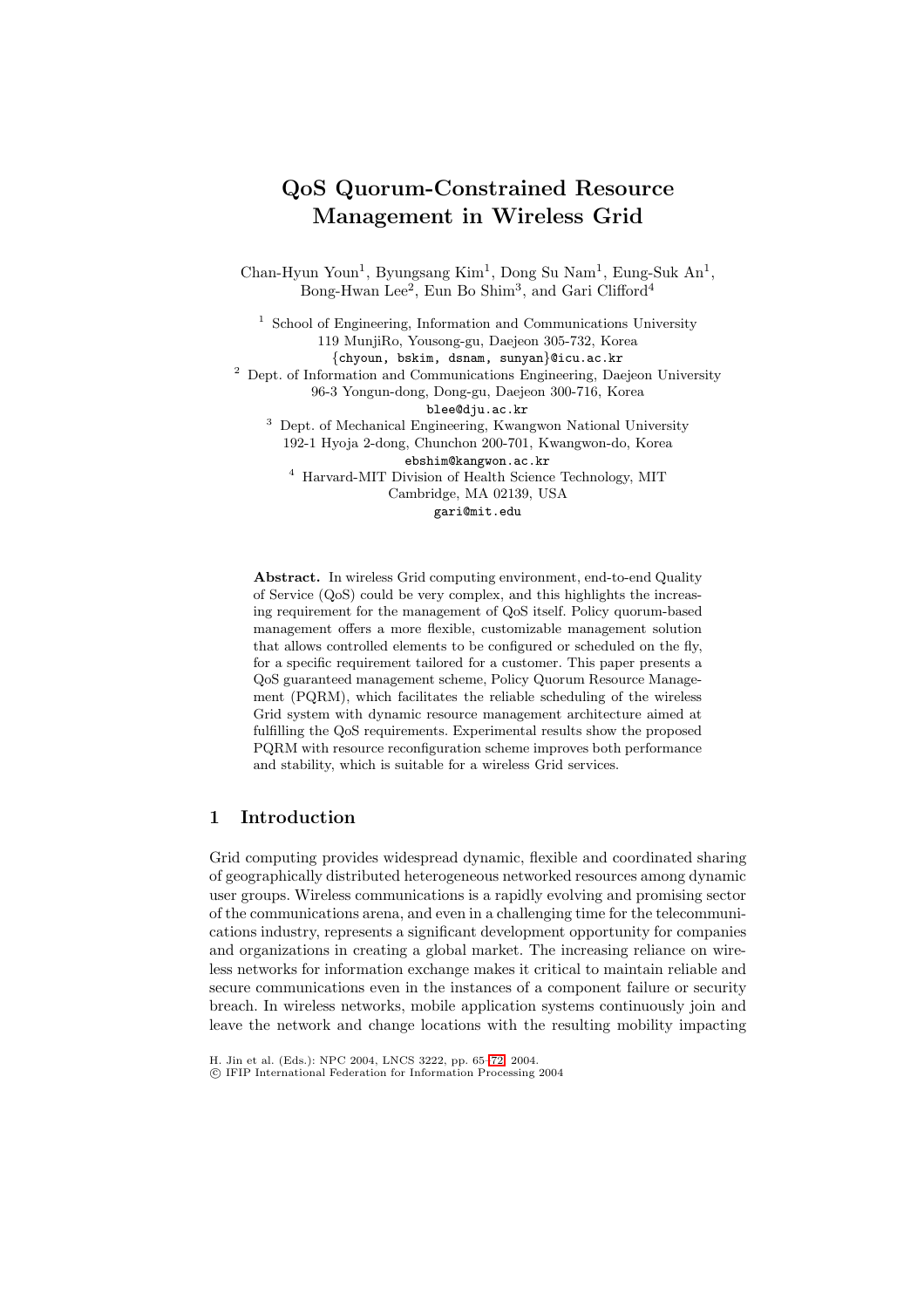# QoS Quorum-Constrained Resource Management in Wireless Grid

Chan-Hyun Youn[1], Byungsang Kim[1], Dong Su Nam[1], Eung-Suk An[1], Bong-Hwan Lee[2], Eun Bo Shim[3], and Gari Clifford[4]

[1] School of Engineering, Information and Communications University
119 MunjiRo, Yousong-gu, Daejeon 305-732, Korea
{chyoun, bskim, dsnam, sunyan}@icu.ac.kr

[2] Dept. of Information and Communications Engineering, Daejeon University
96-3 Yongun-dong, Dong-gu, Daejeon 300-716, Korea
blee@dju.ac.kr

[3] Dept. of Mechanical Engineering, Kwangwon National University
192-1 Hyoja 2-dong, Chunchon 200-701, Kwangwon-do, Korea
ebshim@kangwon.ac.kr

[4] Harvard-MIT Division of Health Science Technology, MIT
Cambridge, MA 02139, USA
gari@mit.edu

**Abstract.** In wireless Grid computing environment, end-to-end Quality of Service (QoS) could be very complex, and this highlights the increasing requirement for the management of QoS itself. Policy quorum-based management offers a more flexible, customizable management solution that allows controlled elements to be configured or scheduled on the fly, for a specific requirement tailored for a customer. This paper presents a QoS guaranteed management scheme, Policy Quorum Resource Management (PQRM), which facilitates the reliable scheduling of the wireless Grid system with dynamic resource management architecture aimed at fulfilling the QoS requirements. Experimental results show the proposed PQRM with resource reconfiguration scheme improves both performance and stability, which is suitable for a wireless Grid services.

## 1 Introduction

Grid computing provides widespread dynamic, flexible and coordinated sharing of geographically distributed heterogeneous networked resources among dynamic user groups. Wireless communications is a rapidly evolving and promising sector of the communications arena, and even in a challenging time for the telecommunications industry, represents a significant development opportunity for companies and organizations in creating a global market. The increasing reliance on wireless networks for information exchange makes it critical to maintain reliable and secure communications even in the instances of a component failure or security breach. In wireless networks, mobile application systems continuously join and leave the network and change locations with the resulting mobility impacting

H. Jin et al. (Eds.): NPC 2004, LNCS 3222, pp. 65–72, 2004.
© IFIP International Federation for Information Processing 2004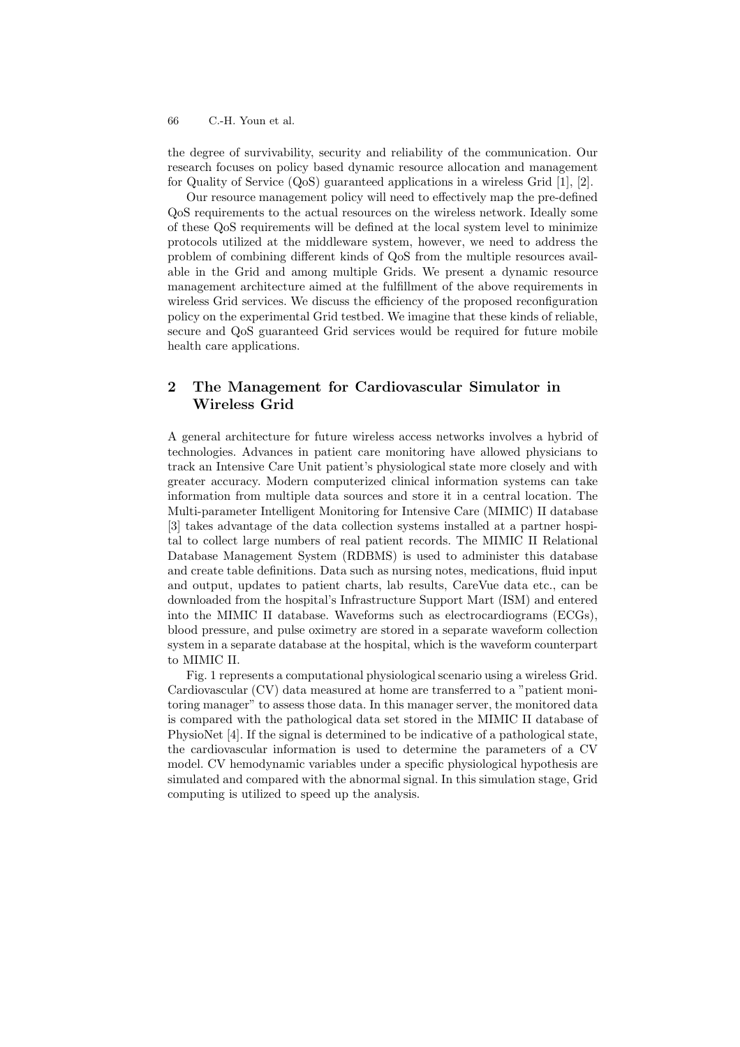the degree of survivability, security and reliability of the communication. Our research focuses on policy based dynamic resource allocation and management for Quality of Service (QoS) guaranteed applications in a wireless Grid [1], [2].

Our resource management policy will need to effectively map the pre-defined QoS requirements to the actual resources on the wireless network. Ideally some of these QoS requirements will be defined at the local system level to minimize protocols utilized at the middleware system, however, we need to address the problem of combining different kinds of QoS from the multiple resources available in the Grid and among multiple Grids. We present a dynamic resource management architecture aimed at the fulfillment of the above requirements in wireless Grid services. We discuss the efficiency of the proposed reconfiguration policy on the experimental Grid testbed. We imagine that these kinds of reliable, secure and QoS guaranteed Grid services would be required for future mobile health care applications.

## 2 The Management for Cardiovascular Simulator in Wireless Grid

A general architecture for future wireless access networks involves a hybrid of technologies. Advances in patient care monitoring have allowed physicians to track an Intensive Care Unit patient's physiological state more closely and with greater accuracy. Modern computerized clinical information systems can take information from multiple data sources and store it in a central location. The Multi-parameter Intelligent Monitoring for Intensive Care (MIMIC) II database [3] takes advantage of the data collection systems installed at a partner hospital to collect large numbers of real patient records. The MIMIC II Relational Database Management System (RDBMS) is used to administer this database and create table definitions. Data such as nursing notes, medications, fluid input and output, updates to patient charts, lab results, CareVue data etc., can be downloaded from the hospital's Infrastructure Support Mart (ISM) and entered into the MIMIC II database. Waveforms such as electrocardiograms (ECGs), blood pressure, and pulse oximetry are stored in a separate waveform collection system in a separate database at the hospital, which is the waveform counterpart to MIMIC II.

Fig. 1 represents a computational physiological scenario using a wireless Grid. Cardiovascular (CV) data measured at home are transferred to a "patient monitoring manager" to assess those data. In this manager server, the monitored data is compared with the pathological data set stored in the MIMIC II database of PhysioNet [4]. If the signal is determined to be indicative of a pathological state, the cardiovascular information is used to determine the parameters of a CV model. CV hemodynamic variables under a specific physiological hypothesis are simulated and compared with the abnormal signal. In this simulation stage, Grid computing is utilized to speed up the analysis.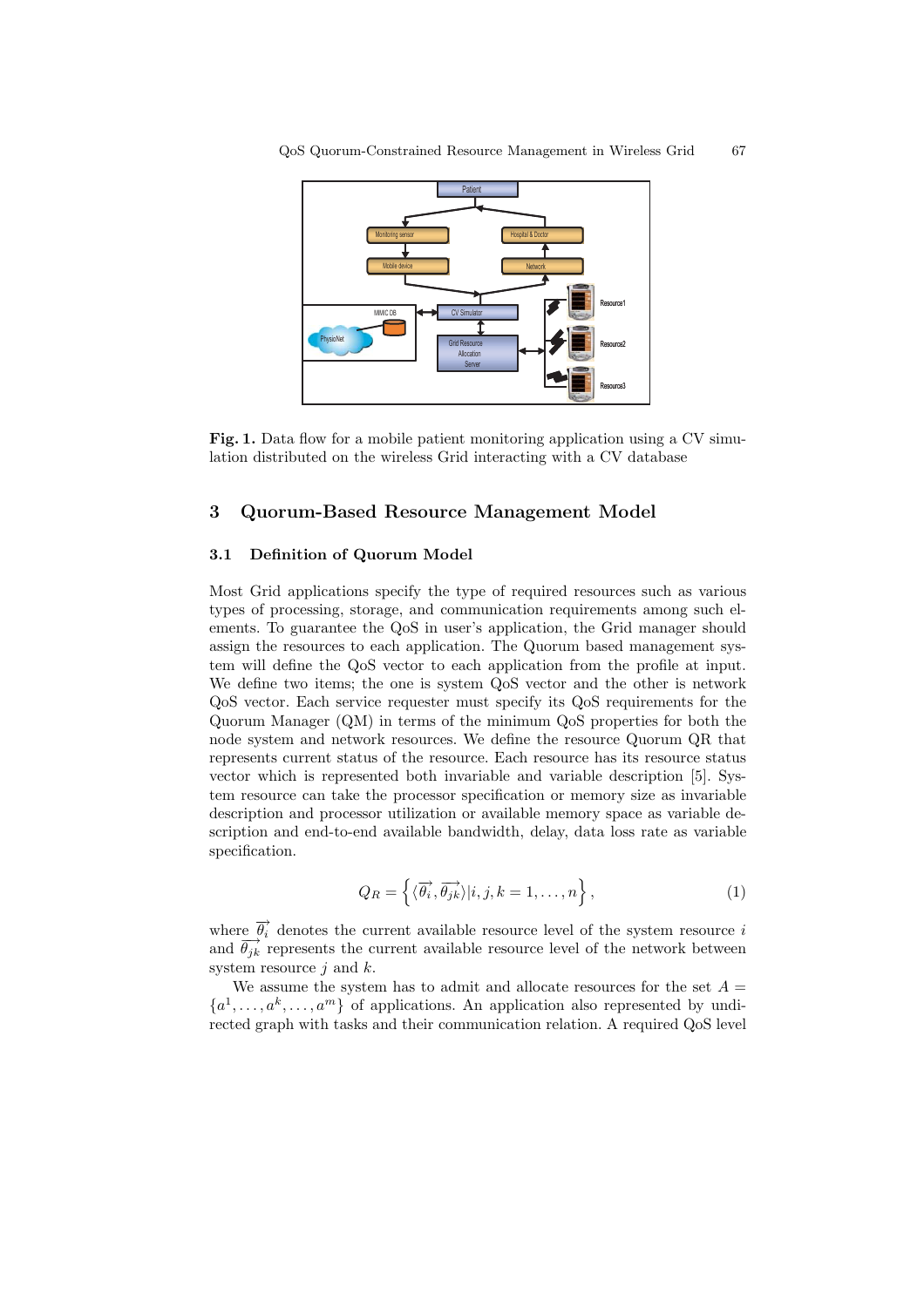**Fig. 1.** Data flow for a mobile patient monitoring application using a CV simulation distributed on the wireless Grid interacting with a CV database

## 3 Quorum-Based Resource Management Model

### 3.1 Definition of Quorum Model

Most Grid applications specify the type of required resources such as various types of processing, storage, and communication requirements among such elements. To guarantee the QoS in user's application, the Grid manager should assign the resources to each application. The Quorum based management system will define the QoS vector to each application from the profile at input. We define two items; the one is system QoS vector and the other is network QoS vector. Each service requester must specify its QoS requirements for the Quorum Manager (QM) in terms of the minimum QoS properties for both the node system and network resources. We define the resource Quorum QR that represents current status of the resource. Each resource has its resource status vector which is represented both invariable and variable description [5]. System resource can take the processor specification or memory size as invariable description and processor utilization or available memory space as variable description and end-to-end available bandwidth, delay, data loss rate as variable specification.

$$Q_R = \left\{ \langle \overrightarrow{\theta_i}, \overrightarrow{\theta_{jk}} \rangle | i, j, k = 1, \ldots, n \right\}, \tag{1}$$

where $\overrightarrow{\theta_i}$ denotes the current available resource level of the system resource $i$ and $\overrightarrow{\theta_{jk}}$ represents the current available resource level of the network between system resource $j$ and $k$.

We assume the system has to admit and allocate resources for the set $A = \{a^1, \ldots, a^k, \ldots, a^m\}$ of applications. An application also represented by undirected graph with tasks and their communication relation. A required QoS level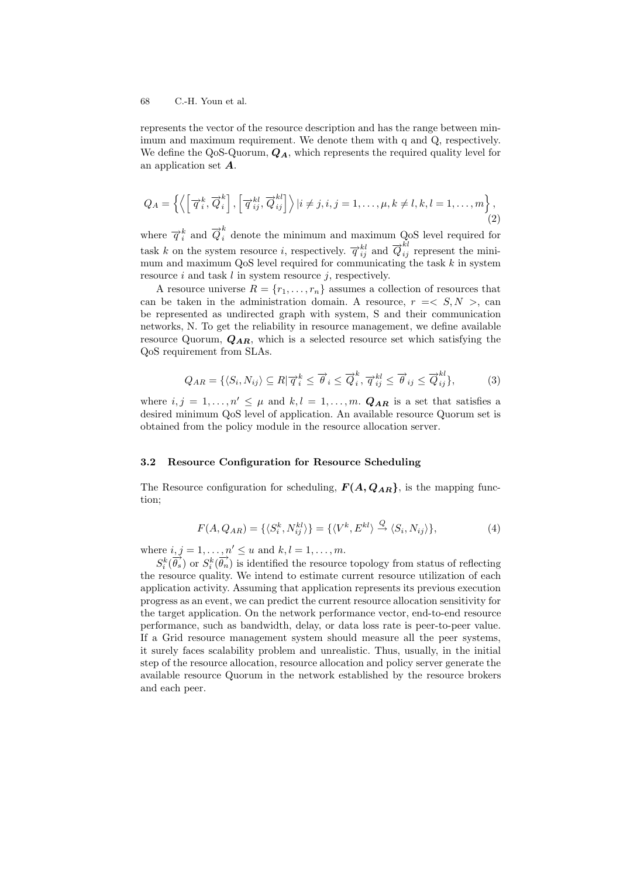represents the vector of the resource description and has the range between minimum and maximum requirement. We denote them with q and Q, respectively. We define the QoS-Quorum, $\boldsymbol{Q_A}$, which represents the required quality level for an application set $\boldsymbol{A}$.

$$Q_A = \left\{ \left\langle \left[ \overrightarrow{q}_i^k, \overrightarrow{Q}_i^k \right], \left[ \overrightarrow{q}_{ij}^{kl}, \overrightarrow{Q}_{ij}^{kl} \right] \right\rangle | i \neq j, i, j = 1, \ldots, \mu, k \neq l, k, l = 1, \ldots, m \right\}, \quad (2)$$

where $\overrightarrow{q}_i^k$ and $\overrightarrow{Q}_i^k$ denote the minimum and maximum QoS level required for task $k$ on the system resource $i$, respectively. $\overrightarrow{q}_{ij}^{kl}$ and $\overrightarrow{Q}_{ij}^{kl}$ represent the minimum and maximum QoS level required for communicating the task $k$ in system resource $i$ and task $l$ in system resource $j$, respectively.

A resource universe $R = \{r_1, \ldots, r_n\}$ assumes a collection of resources that can be taken in the administration domain. A resource, $r =< S, N >$, can be represented as undirected graph with system, S and their communication networks, N. To get the reliability in resource management, we define available resource Quorum, $\boldsymbol{Q_{AR}}$, which is a selected resource set which satisfying the QoS requirement from SLAs.

$$Q_{AR} = \{ \langle S_i, N_{ij} \rangle \subseteq R | \overrightarrow{q}_i^k \leq \overrightarrow{\theta}_i \leq \overrightarrow{Q}_i^k, \overrightarrow{q}_{ij}^{kl} \leq \overrightarrow{\theta}_{ij} \leq \overrightarrow{Q}_{ij}^{kl} \}, \quad (3)$$

where $i, j = 1, \ldots, n' \leq \mu$ and $k, l = 1, \ldots, m$. $\boldsymbol{Q_{AR}}$ is a set that satisfies a desired minimum QoS level of application. An available resource Quorum set is obtained from the policy module in the resource allocation server.

### 3.2 Resource Configuration for Resource Scheduling

The Resource configuration for scheduling, $\boldsymbol{F(A, Q_{AR}\}}$, is the mapping function;

$$F(A, Q_{AR}) = \{ \langle S_i^k, N_{ij}^{kl} \rangle \} = \{ \langle V^k, E^{kl} \rangle \xrightarrow{Q} \langle S_i, N_{ij} \rangle \}, \quad (4)$$

where $i, j = 1, \ldots, n' \leq u$ and $k, l = 1, \ldots, m$.

$S_i^k(\overrightarrow{\theta_s})$ or $S_i^k(\overrightarrow{\theta_n})$ is identified the resource topology from status of reflecting the resource quality. We intend to estimate current resource utilization of each application activity. Assuming that application represents its previous execution progress as an event, we can predict the current resource allocation sensitivity for the target application. On the network performance vector, end-to-end resource performance, such as bandwidth, delay, or data loss rate is peer-to-peer value. If a Grid resource management system should measure all the peer systems, it surely faces scalability problem and unrealistic. Thus, usually, in the initial step of the resource allocation, resource allocation and policy server generate the available resource Quorum in the network established by the resource brokers and each peer.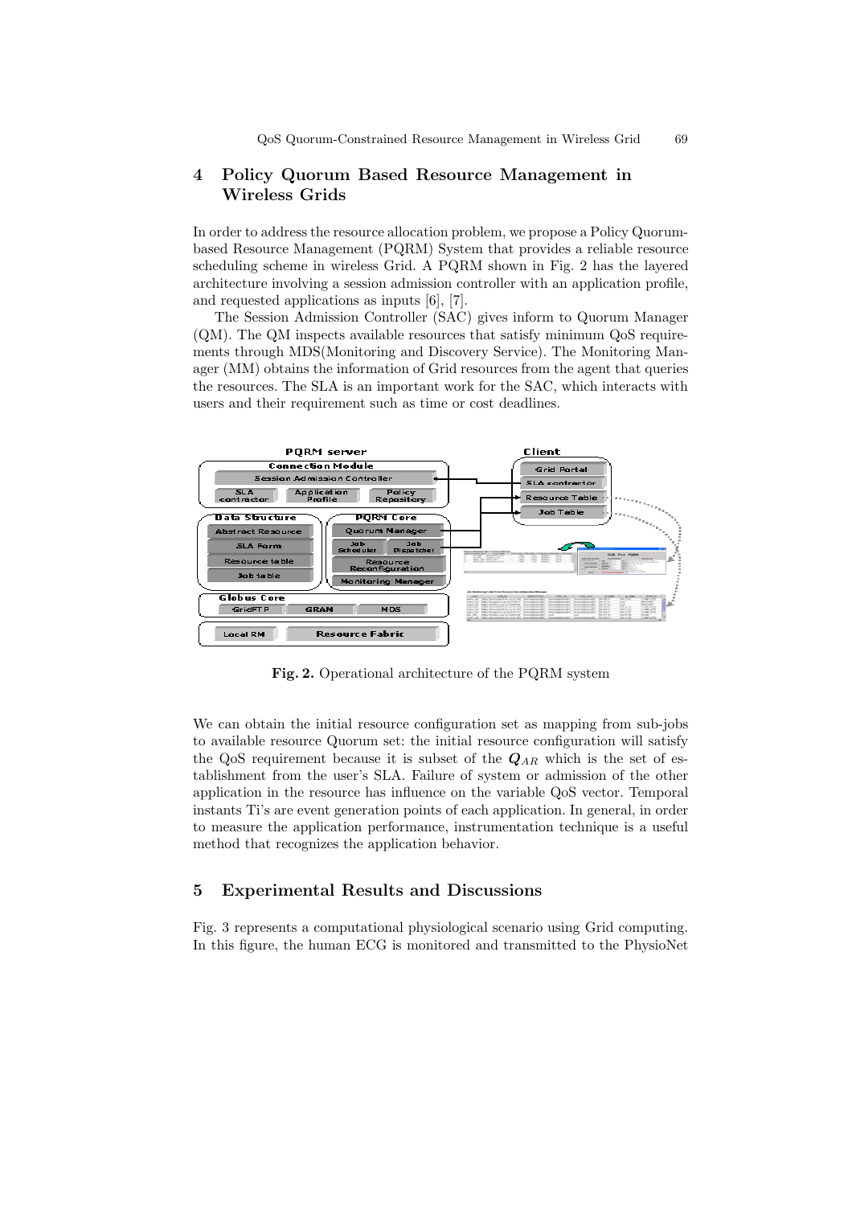## 4 Policy Quorum Based Resource Management in Wireless Grids

In order to address the resource allocation problem, we propose a Policy Quorum-based Resource Management (PQRM) System that provides a reliable resource scheduling scheme in wireless Grid. A PQRM shown in Fig. 2 has the layered architecture involving a session admission controller with an application profile, and requested applications as inputs [6], [7].

The Session Admission Controller (SAC) gives inform to Quorum Manager (QM). The QM inspects available resources that satisfy minimum QoS requirements through MDS(Monitoring and Discovery Service). The Monitoring Manager (MM) obtains the information of Grid resources from the agent that queries the resources. The SLA is an important work for the SAC, which interacts with users and their requirement such as time or cost deadlines.

**Fig. 2.** Operational architecture of the PQRM system

We can obtain the initial resource configuration set as mapping from sub-jobs to available resource Quorum set: the initial resource configuration will satisfy the QoS requirement because it is subset of the $\boldsymbol{Q}_{AR}$ which is the set of establishment from the user's SLA. Failure of system or admission of the other application in the resource has influence on the variable QoS vector. Temporal instants Ti's are event generation points of each application. In general, in order to measure the application performance, instrumentation technique is a useful method that recognizes the application behavior.

## 5 Experimental Results and Discussions

Fig. 3 represents a computational physiological scenario using Grid computing. In this figure, the human ECG is monitored and transmitted to the PhysioNet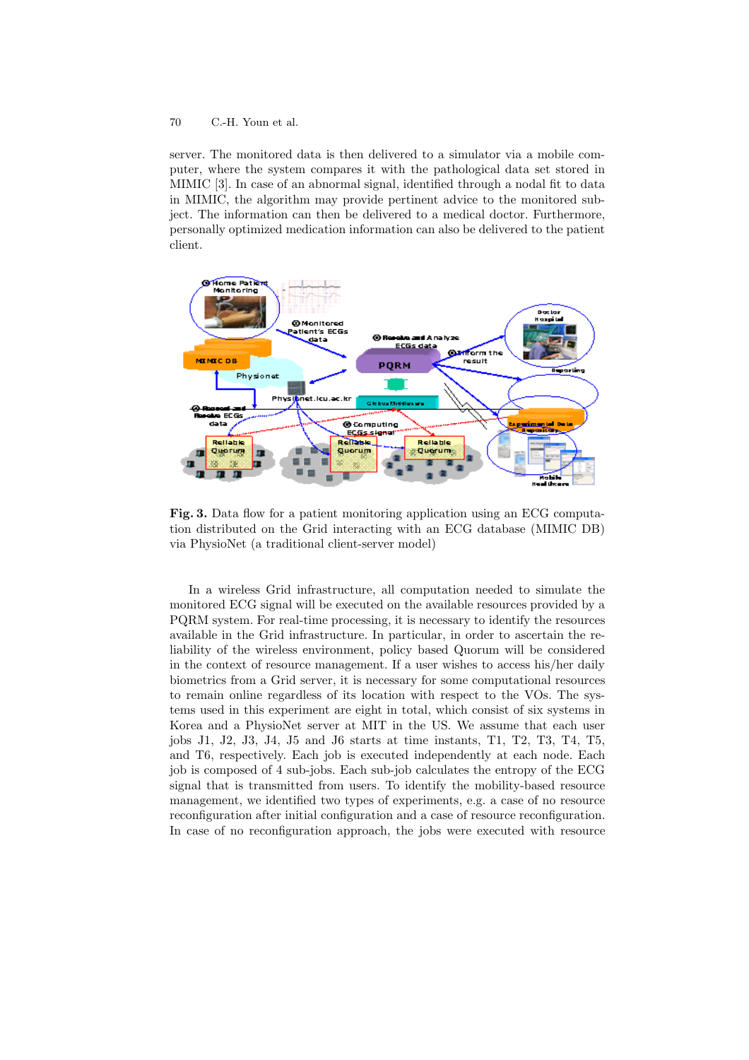server. The monitored data is then delivered to a simulator via a mobile computer, where the system compares it with the pathological data set stored in MIMIC [3]. In case of an abnormal signal, identified through a nodal fit to data in MIMIC, the algorithm may provide pertinent advice to the monitored subject. The information can then be delivered to a medical doctor. Furthermore, personally optimized medication information can also be delivered to the patient client.

**Fig. 3.** Data flow for a patient monitoring application using an ECG computation distributed on the Grid interacting with an ECG database (MIMIC DB) via PhysioNet (a traditional client-server model)

In a wireless Grid infrastructure, all computation needed to simulate the monitored ECG signal will be executed on the available resources provided by a PQRM system. For real-time processing, it is necessary to identify the resources available in the Grid infrastructure. In particular, in order to ascertain the reliability of the wireless environment, policy based Quorum will be considered in the context of resource management. If a user wishes to access his/her daily biometrics from a Grid server, it is necessary for some computational resources to remain online regardless of its location with respect to the VOs. The systems used in this experiment are eight in total, which consist of six systems in Korea and a PhysioNet server at MIT in the US. We assume that each user jobs J1, J2, J3, J4, J5 and J6 starts at time instants, T1, T2, T3, T4, T5, and T6, respectively. Each job is executed independently at each node. Each job is composed of 4 sub-jobs. Each sub-job calculates the entropy of the ECG signal that is transmitted from users. To identify the mobility-based resource management, we identified two types of experiments, e.g. a case of no resource reconfiguration after initial configuration and a case of resource reconfiguration. In case of no reconfiguration approach, the jobs were executed with resource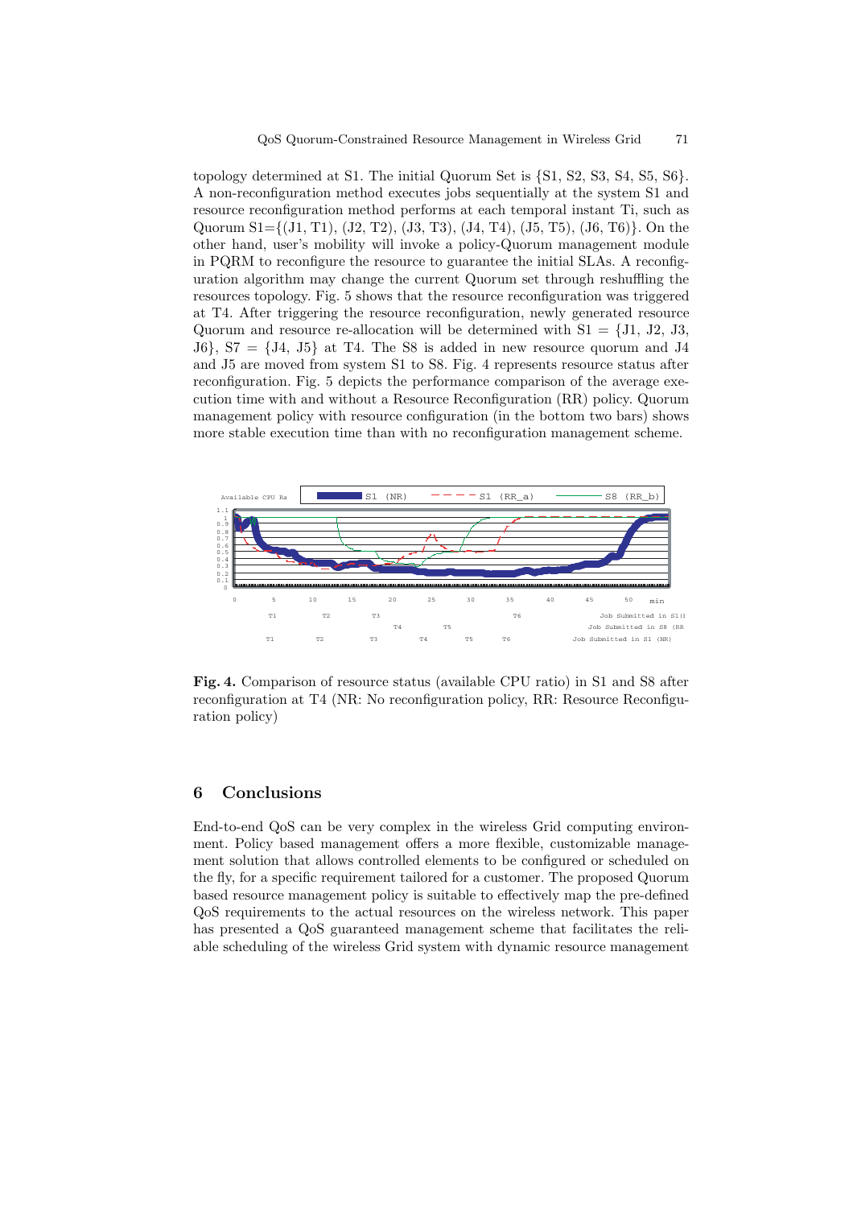topology determined at S1. The initial Quorum Set is {S1, S2, S3, S4, S5, S6}. A non-reconfiguration method executes jobs sequentially at the system S1 and resource reconfiguration method performs at each temporal instant Ti, such as Quorum S1={(J1, T1), (J2, T2), (J3, T3), (J4, T4), (J5, T5), (J6, T6)}. On the other hand, user's mobility will invoke a policy-Quorum management module in PQRM to reconfigure the resource to guarantee the initial SLAs. A reconfiguration algorithm may change the current Quorum set through reshuffling the resources topology. Fig. 5 shows that the resource reconfiguration was triggered at T4. After triggering the resource reconfiguration, newly generated resource Quorum and resource re-allocation will be determined with S1 = {J1, J2, J3, J6}, S7 = {J4, J5} at T4. The S8 is added in new resource quorum and J4 and J5 are moved from system S1 to S8. Fig. 4 represents resource status after reconfiguration. Fig. 5 depicts the performance comparison of the average execution time with and without a Resource Reconfiguration (RR) policy. Quorum management policy with resource configuration (in the bottom two bars) shows more stable execution time than with no reconfiguration management scheme.

**Fig. 4.** Comparison of resource status (available CPU ratio) in S1 and S8 after reconfiguration at T4 (NR: No reconfiguration policy, RR: Resource Reconfiguration policy)

## 6 Conclusions

End-to-end QoS can be very complex in the wireless Grid computing environment. Policy based management offers a more flexible, customizable management solution that allows controlled elements to be configured or scheduled on the fly, for a specific requirement tailored for a customer. The proposed Quorum based resource management policy is suitable to effectively map the pre-defined QoS requirements to the actual resources on the wireless network. This paper has presented a QoS guaranteed management scheme that facilitates the reliable scheduling of the wireless Grid system with dynamic resource management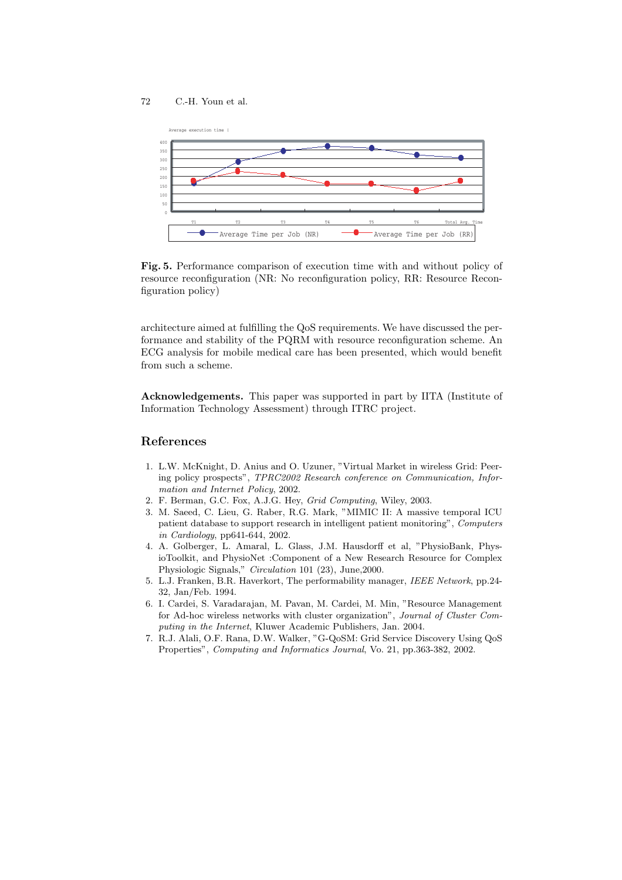Average execution time

400
350
300
250
200
150
100
50
0

T1
T2
T3
T4
T5
T6
Total Avg. Time

Average Time per Job (NR)
Average Time per Job (RR)

**Fig. 5.** Performance comparison of execution time with and without policy of resource reconfiguration (NR: No reconfiguration policy, RR: Resource Reconfiguration policy)

architecture aimed at fulfilling the QoS requirements. We have discussed the performance and stability of the PQRM with resource reconfiguration scheme. An ECG analysis for mobile medical care has been presented, which would benefit from such a scheme.

**Acknowledgements.** This paper was supported in part by IITA (Institute of Information Technology Assessment) through ITRC project.

## References

1. L.W. McKnight, D. Anius and O. Uzuner, "Virtual Market in wireless Grid: Peering policy prospects", *TPRC2002 Research conference on Communication, Information and Internet Policy*, 2002.
2. F. Berman, G.C. Fox, A.J.G. Hey, *Grid Computing*, Wiley, 2003.
3. M. Saeed, C. Lieu, G. Raber, R.G. Mark, "MIMIC II: A massive temporal ICU patient database to support research in intelligent patient monitoring", *Computers in Cardiology*, pp641-644, 2002.
4. A. Golberger, L. Amaral, L. Glass, J.M. Hausdorff et al, "PhysioBank, PhysioToolkit, and PhysioNet :Component of a New Research Resource for Complex Physiologic Signals," *Circulation* 101 (23), June,2000.
5. L.J. Franken, B.R. Haverkort, The performability manager, *IEEE Network*, pp.24-32, Jan/Feb. 1994.
6. I. Cardei, S. Varadarajan, M. Pavan, M. Cardei, M. Min, "Resource Management for Ad-hoc wireless networks with cluster organization", *Journal of Cluster Computing in the Internet*, Kluwer Academic Publishers, Jan. 2004.
7. R.J. Alali, O.F. Rana, D.W. Walker, "G-QoSM: Grid Service Discovery Using QoS Properties", *Computing and Informatics Journal*, Vo. 21, pp.363-382, 2002.